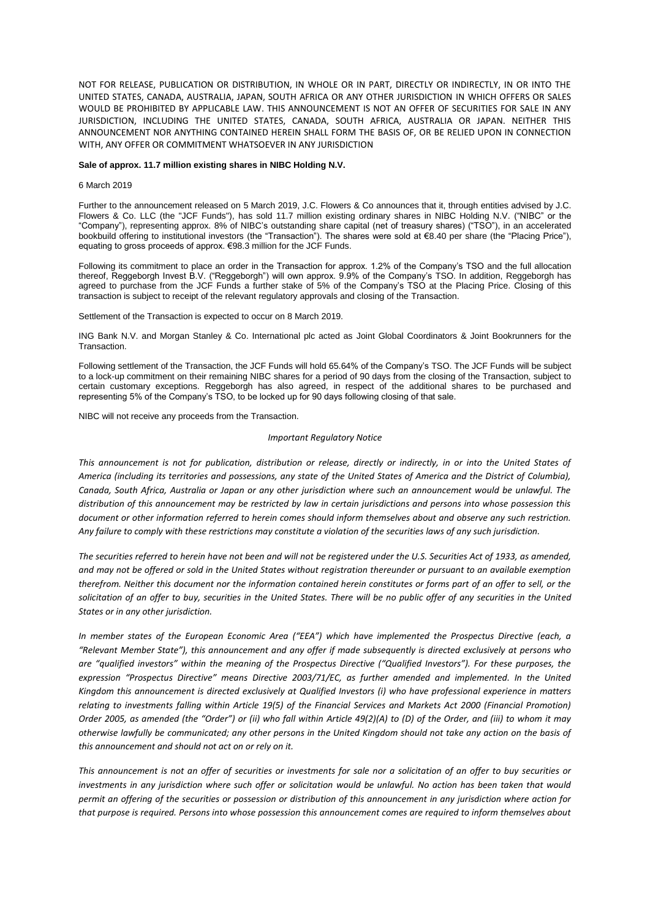NOT FOR RELEASE, PUBLICATION OR DISTRIBUTION, IN WHOLE OR IN PART, DIRECTLY OR INDIRECTLY, IN OR INTO THE UNITED STATES, CANADA, AUSTRALIA, JAPAN, SOUTH AFRICA OR ANY OTHER JURISDICTION IN WHICH OFFERS OR SALES WOULD BE PROHIBITED BY APPLICABLE LAW. THIS ANNOUNCEMENT IS NOT AN OFFER OF SECURITIES FOR SALE IN ANY JURISDICTION, INCLUDING THE UNITED STATES, CANADA, SOUTH AFRICA, AUSTRALIA OR JAPAN. NEITHER THIS ANNOUNCEMENT NOR ANYTHING CONTAINED HEREIN SHALL FORM THE BASIS OF, OR BE RELIED UPON IN CONNECTION WITH, ANY OFFER OR COMMITMENT WHATSOEVER IN ANY JURISDICTION

**Sale of approx. 11.7 million existing shares in NIBC Holding N.V.**

6 March 2019

Further to the announcement released on 5 March 2019, J.C. Flowers & Co announces that it, through entities advised by J.C. Flowers & Co. LLC (the "JCF Funds"), has sold 11.7 million existing ordinary shares in NIBC Holding N.V. ("NIBC" or the "Company"), representing approx. 8% of NIBC's outstanding share capital (net of treasury shares) ("TSO"), in an accelerated bookbuild offering to institutional investors (the "Transaction"). The shares were sold at €8.40 per share (the "Placing Price"), equating to gross proceeds of approx. €98.3 million for the JCF Funds.

Following its commitment to place an order in the Transaction for approx. 1.2% of the Company's TSO and the full allocation thereof, Reggeborgh Invest B.V. ("Reggeborgh") will own approx. 9.9% of the Company's TSO. In addition, Reggeborgh has agreed to purchase from the JCF Funds a further stake of 5% of the Company's TSO at the Placing Price. Closing of this transaction is subject to receipt of the relevant regulatory approvals and closing of the Transaction.

Settlement of the Transaction is expected to occur on 8 March 2019.

ING Bank N.V. and Morgan Stanley & Co. International plc acted as Joint Global Coordinators & Joint Bookrunners for the Transaction.

Following settlement of the Transaction, the JCF Funds will hold 65.64% of the Company's TSO. The JCF Funds will be subject to a lock-up commitment on their remaining NIBC shares for a period of 90 days from the closing of the Transaction, subject to certain customary exceptions. Reggeborgh has also agreed, in respect of the additional shares to be purchased and representing 5% of the Company's TSO, to be locked up for 90 days following closing of that sale.

NIBC will not receive any proceeds from the Transaction.

*Important Regulatory Notice*

*This announcement is not for publication, distribution or release, directly or indirectly, in or into the United States of America (including its territories and possessions, any state of the United States of America and the District of Columbia), Canada, South Africa, Australia or Japan or any other jurisdiction where such an announcement would be unlawful. The distribution of this announcement may be restricted by law in certain jurisdictions and persons into whose possession this document or other information referred to herein comes should inform themselves about and observe any such restriction. Any failure to comply with these restrictions may constitute a violation of the securities laws of any such jurisdiction.*

*The securities referred to herein have not been and will not be registered under the U.S. Securities Act of 1933, as amended, and may not be offered or sold in the United States without registration thereunder or pursuant to an available exemption therefrom. Neither this document nor the information contained herein constitutes or forms part of an offer to sell, or the solicitation of an offer to buy, securities in the United States. There will be no public offer of any securities in the United States or in any other jurisdiction.*

*In member states of the European Economic Area ("EEA") which have implemented the Prospectus Directive (each, a "Relevant Member State"), this announcement and any offer if made subsequently is directed exclusively at persons who are "qualified investors" within the meaning of the Prospectus Directive ("Qualified Investors"). For these purposes, the expression "Prospectus Directive" means Directive 2003/71/EC, as further amended and implemented. In the United Kingdom this announcement is directed exclusively at Qualified Investors (i) who have professional experience in matters relating to investments falling within Article 19(5) of the Financial Services and Markets Act 2000 (Financial Promotion) Order 2005, as amended (the "Order") or (ii) who fall within Article 49(2)(A) to (D) of the Order, and (iii) to whom it may otherwise lawfully be communicated; any other persons in the United Kingdom should not take any action on the basis of this announcement and should not act on or rely on it.*

*This announcement is not an offer of securities or investments for sale nor a solicitation of an offer to buy securities or investments in any jurisdiction where such offer or solicitation would be unlawful. No action has been taken that would permit an offering of the securities or possession or distribution of this announcement in any jurisdiction where action for that purpose is required. Persons into whose possession this announcement comes are required to inform themselves about*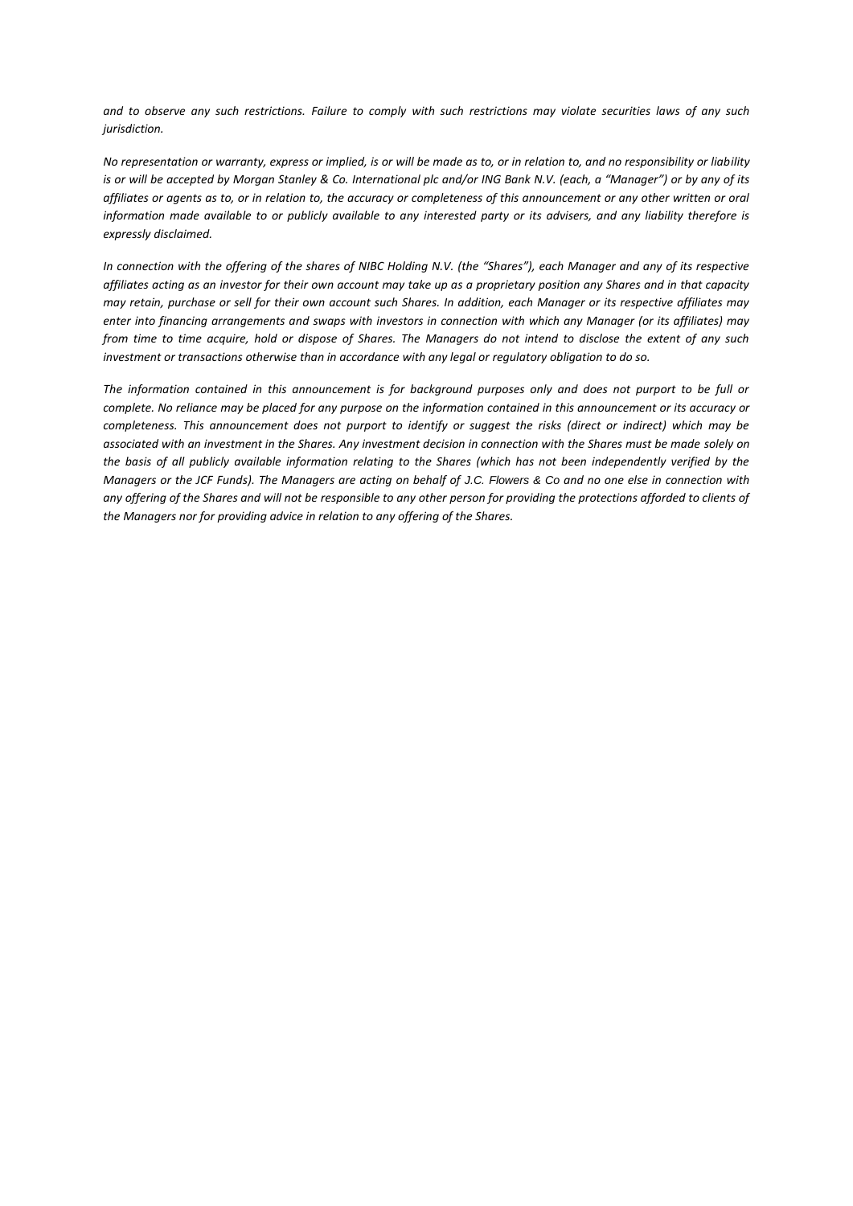*and to observe any such restrictions. Failure to comply with such restrictions may violate securities laws of any such jurisdiction.*

*No representation or warranty, express or implied, is or will be made as to, or in relation to, and no responsibility or liability is or will be accepted by Morgan Stanley & Co. International plc and/or ING Bank N.V. (each, a "Manager") or by any of its affiliates or agents as to, or in relation to, the accuracy or completeness of this announcement or any other written or oral information made available to or publicly available to any interested party or its advisers, and any liability therefore is expressly disclaimed.*

*In connection with the offering of the shares of NIBC Holding N.V. (the "Shares"), each Manager and any of its respective affiliates acting as an investor for their own account may take up as a proprietary position any Shares and in that capacity may retain, purchase or sell for their own account such Shares. In addition, each Manager or its respective affiliates may enter into financing arrangements and swaps with investors in connection with which any Manager (or its affiliates) may from time to time acquire, hold or dispose of Shares. The Managers do not intend to disclose the extent of any such investment or transactions otherwise than in accordance with any legal or regulatory obligation to do so.*

*The information contained in this announcement is for background purposes only and does not purport to be full or complete. No reliance may be placed for any purpose on the information contained in this announcement or its accuracy or completeness. This announcement does not purport to identify or suggest the risks (direct or indirect) which may be associated with an investment in the Shares. Any investment decision in connection with the Shares must be made solely on the basis of all publicly available information relating to the Shares (which has not been independently verified by the Managers or the JCF Funds). The Managers are acting on behalf of J.C. Flowers & Co and no one else in connection with any offering of the Shares and will not be responsible to any other person for providing the protections afforded to clients of the Managers nor for providing advice in relation to any offering of the Shares.*